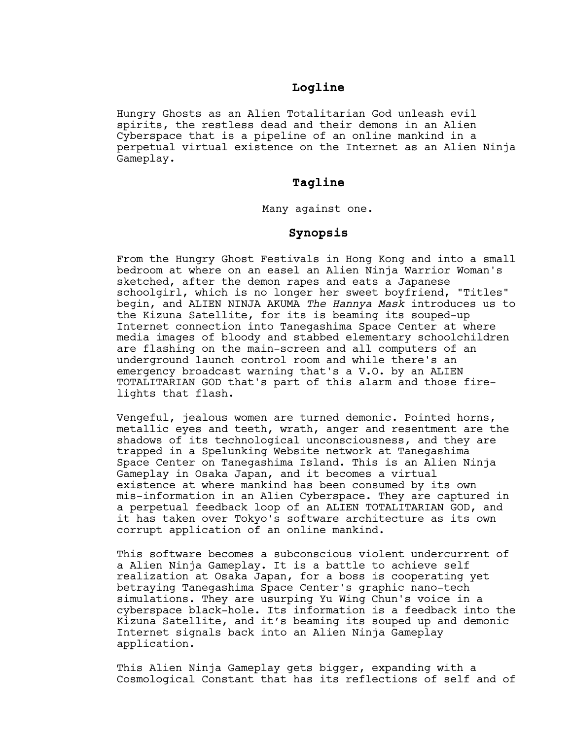## Logline

Hungry Ghosts as an Alien Totalitarian God unleash evil spirits, the restless dead and their demons in an Alien Cyberspace that is a pipeline of an online mankind in a perpetual virtual existence on the Internet as an Alien Ninja Gameplay.

## Tagline

Many against one.

## Synopsis

From the Hungry Ghost Festivals in Hong Kong and into a small bedroom at where on an easel an Alien Ninja Warrior Woman's sketched, after the demon rapes and eats a Japanese schoolgirl, which is no longer her sweet boyfriend, "Titles" begin, and ALIEN NINJA AKUMA *The Hannya Mask* introduces us to the Kizuna Satellite, for its is beaming its souped-up Internet connection into Tanegashima Space Center at where media images of bloody and stabbed elementary schoolchildren are flashing on the main-screen and all computers of an underground launch control room and while there's an emergency broadcast warning that's a V.O. by an ALIEN TOTALITARIAN GOD that's part of this alarm and those fire-lights that flash.

Vengeful, jealous women are turned demonic. Pointed horns, metallic eyes and teeth, wrath, anger and resentment are the shadows of its technological unconsciousness, and they are trapped in a Spelunking Website network at Tanegashima Space Center on Tanegashima Island. This is an Alien Ninja Gameplay in Osaka Japan, and it becomes a virtual existence at where mankind has been consumed by its own mis-information in an Alien Cyberspace. They are captured in a perpetual feedback loop of an ALIEN TOTALITARIAN GOD, and it has taken over Tokyo's software architecture as its own corrupt application of an online mankind.

This software becomes a subconscious violent undercurrent of a Alien Ninja Gameplay. It is a battle to achieve self realization at Osaka Japan, for a boss is cooperating yet betraying Tanegashima Space Center's graphic nano-tech simulations. They are usurping Yu Wing Chun's voice in a cyberspace black-hole. Its information is a feedback into the Kizuna Satellite, and it's beaming its souped up and demonic Internet signals back into an Alien Ninja Gameplay application.

This Alien Ninja Gameplay gets bigger, expanding with a Cosmological Constant that has its reflections of self and of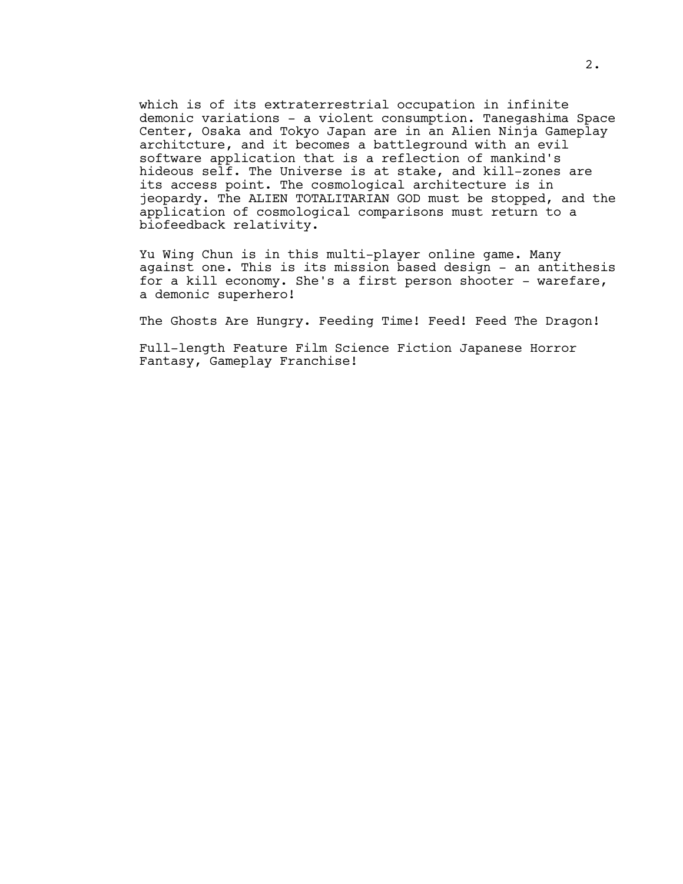which is of its extraterrestrial occupation in infinite demonic variations - a violent consumption. Tanegashima Space Center, Osaka and Tokyo Japan are in an Alien Ninja Gameplay architcture, and it becomes a battleground with an evil software application that is a reflection of mankind's hideous self. The Universe is at stake, and kill-zones are its access point. The cosmological architecture is in jeopardy. The ALIEN TOTALITARIAN GOD must be stopped, and the application of cosmological comparisons must return to a biofeedback relativity.

Yu Wing Chun is in this multi-player online game. Many against one. This is its mission based design - an antithesis for a kill economy. She's a first person shooter - warefare, a demonic superhero!

The Ghosts Are Hungry. Feeding Time! Feed! Feed The Dragon!

Full-length Feature Film Science Fiction Japanese Horror Fantasy, Gameplay Franchise!